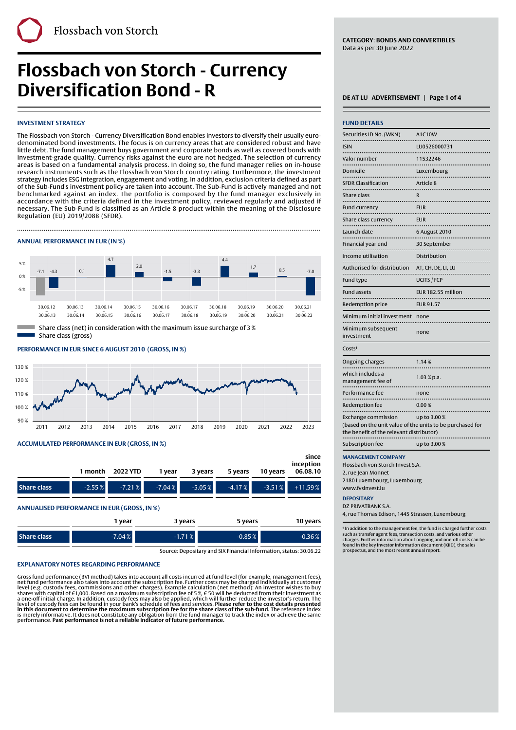Flossbach von Storch

# Flossbach von Storch - Currency Diversification Bond - R

**CATEGORY: BONDS AND CONVERTIBLES**
Data as per 30 June 2022

DE AT LU ADVERTISEMENT

## INVESTMENT STRATEGY

The Flossbach von Storch - Currency Diversification Bond enables investors to diversify their usually euro-denominated bond investments. The focus is on currency areas that are considered robust and have little debt. The fund management buys government and corporate bonds as well as covered bonds with investment-grade quality. Currency risks against the euro are not hedged. The selection of currency areas is based on a fundamental analysis process. In doing so, the fund manager relies on in-house research instruments such as the Flossbach von Storch country rating. Furthermore, the investment strategy includes ESG integration, engagement and voting. In addition, exclusion criteria defined as part of the Sub-Fund's investment policy are taken into account. The Sub-Fund is actively managed and not benchmarked against an index. The portfolio is composed by the fund manager exclusively in accordance with the criteria defined in the investment policy, reviewed regularly and adjusted if necessary. The Sub-Fund is classified as an Article 8 product within the meaning of the Disclosure Regulation (EU) 2019/2088 (SFDR).

## ANNUAL PERFORMANCE IN EUR (IN %)

| Period | Share class (net) | Share class (gross) |
|---|---|---|
| 30.06.12 – 30.06.13 | -7.1 | -4.3 |
| 30.06.13 – 30.06.14 | | 0.1 |
| 30.06.14 – 30.06.15 | | 4.7 |
| 30.06.15 – 30.06.16 | | 2.0 |
| 30.06.16 – 30.06.17 | | -1.5 |
| 30.06.17 – 30.06.18 | | -3.3 |
| 30.06.18 – 30.06.19 | | 4.4 |
| 30.06.19 – 30.06.20 | | 1.7 |
| 30.06.20 – 30.06.21 | | 0.5 |
| 30.06.21 – 30.06.22 | | -7.0 |

Share class (net) in consideration with the maximum issue surcharge of 3 %
Share class (gross)

## PERFORMANCE IN EUR SINCE 6 AUGUST 2010 (GROSS, IN %)

## ACCUMULATED PERFORMANCE IN EUR (GROSS, IN %)

| | 1 month | 2022 YTD | 1 year | 3 years | 5 years | 10 years | since inception 06.08.10 |
|---|---|---|---|---|---|---|---|
| Share class | -2.55 % | -7.21 % | -7.04 % | -5.05 % | -4.17 % | -3.51 % | +11.59 % |

## ANNUALISED PERFORMANCE IN EUR (GROSS, IN %)

| | 1 year | 3 years | 5 years | 10 years |
|---|---|---|---|---|
| Share class | -7.04 % | -1.71 % | -0.85 % | -0.36 % |

Source: Depositary and SIX Financial Information, status: 30.06.22

## EXPLANATORY NOTES REGARDING PERFORMANCE

Gross fund performance (BVI method) takes into account all costs incurred at fund level (for example, management fees), net fund performance also takes into account the subscription fee. Further costs may be charged individually at customer level (e.g. custody fees, commissions and other charges). Example calculation (net method): An investor wishes to buy shares with capital of €1,000. Based on a maximum subscription fee of 5 %, € 50 will be deducted from their investment as a one-off initial charge. In addition, custody fees may also be applied, which will further reduce the investor's return. The level of custody fees can be found in your bank's schedule of fees and services. **Please refer to the cost details presented in this document to determine the maximum subscription fee for the share class of the sub-fund.** The reference index is merely informative. It does not constitute any obligation from the fund manager to track the index or achieve the same performance. **Past performance is not a reliable indicator of future performance.**

## FUND DETAILS

| | |
|---|---|
| Securities ID No. (WKN) | A1C10W |
| ISIN | LU0526000731 |
| Valor number | 11532246 |
| Domicile | Luxembourg |
| SFDR Classification | Article 8 |
| Share class | R |
| Fund currency | EUR |
| Share class currency | EUR |
| Launch date | 6 August 2010 |
| Financial year end | 30 September |
| Income utilisation | Distribution |
| Authorised for distribution | AT, CH, DE, LI, LU |
| Fund type | UCITS / FCP |
| Fund assets | EUR 182.55 million |
| Redemption price | EUR 91.57 |
| Minimum initial investment | none |
| Minimum subsequent investment | none |

Costs[1]

| | |
|---|---|
| Ongoing charges | 1.14 % |
| which includes a management fee of | 1.03 % p.a. |
| Performance fee | none |
| Redemption fee | 0.00 % |
| Exchange commission (based on the unit value of the units to be purchased for the benefit of the relevant distributor) | up to 3.00 % |
| Subscription fee | up to 3.00 % |

**MANAGEMENT COMPANY**
Flossbach von Storch Invest S.A.
2, rue Jean Monnet
2180 Luxembourg, Luxembourg
www.fvsinvest.lu

**DEPOSITARY**
DZ PRIVATBANK S.A.
4, rue Thomas Edison, 1445 Strassen, Luxembourg

[1] In addition to the management fee, the fund is charged further costs such as transfer agent fees, transaction costs, and various other charges. Further information about ongoing and one-off costs can be found in the key investor information document (KIID), the sales prospectus, and the most recent annual report.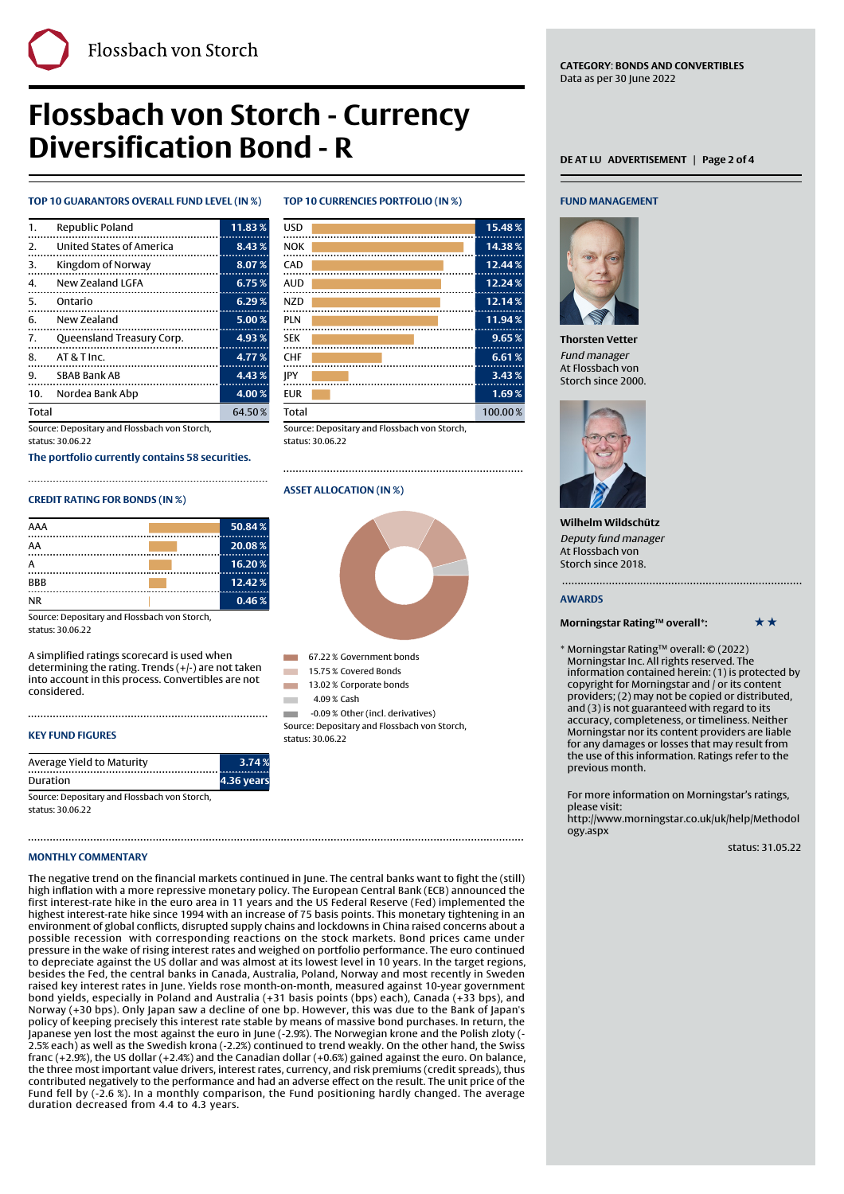Flossbach von Storch

# Flossbach von Storch - Currency Diversification Bond - R

CATEGORY: BONDS AND CONVERTIBLES
Data as per 30 June 2022

DE AT LU ADVERTISEMENT

## TOP 10 GUARANTORS OVERALL FUND LEVEL (IN %)

| | | |
|---|---|---|
| 1. | Republic Poland | 11.83 % |
| 2. | United States of America | 8.43 % |
| 3. | Kingdom of Norway | 8.07 % |
| 4. | New Zealand LGFA | 6.75 % |
| 5. | Ontario | 6.29 % |
| 6. | New Zealand | 5.00 % |
| 7. | Queensland Treasury Corp. | 4.93 % |
| 8. | AT & T Inc. | 4.77 % |
| 9. | SBAB Bank AB | 4.43 % |
| 10. | Nordea Bank Abp | 4.00 % |
| Total | | 64.50 % |

Source: Depositary and Flossbach von Storch, status: 30.06.22

**The portfolio currently contains 58 securities.**

## TOP 10 CURRENCIES PORTFOLIO (IN %)

| | |
|---|---|
| USD | 15.48 % |
| NOK | 14.38 % |
| CAD | 12.44 % |
| AUD | 12.24 % |
| NZD | 12.14 % |
| PLN | 11.94 % |
| SEK | 9.65 % |
| CHF | 6.61 % |
| JPY | 3.43 % |
| EUR | 1.69 % |
| Total | 100.00 % |

Source: Depositary and Flossbach von Storch, status: 30.06.22

## CREDIT RATING FOR BONDS (IN %)

| | |
|---|---|
| AAA | 50.84 % |
| AA | 20.08 % |
| A | 16.20 % |
| BBB | 12.42 % |
| NR | 0.46 % |

Source: Depositary and Flossbach von Storch, status: 30.06.22

A simplified ratings scorecard is used when determining the rating. Trends (+/-) are not taken into account in this process. Convertibles are not considered.

## ASSET ALLOCATION (IN %)

- 67.22 % Government bonds
- 15.75 % Covered Bonds
- 13.02 % Corporate bonds
- 4.09 % Cash
- -0.09 % Other (incl. derivatives)

Source: Depositary and Flossbach von Storch, status: 30.06.22

## KEY FUND FIGURES

| | |
|---|---|
| Average Yield to Maturity | 3.74 % |
| Duration | 4.36 years |

Source: Depositary and Flossbach von Storch, status: 30.06.22

## MONTHLY COMMENTARY

The negative trend on the financial markets continued in June. The central banks want to fight the (still) high inflation with a more repressive monetary policy. The European Central Bank (ECB) announced the first interest-rate hike in the euro area in 11 years and the US Federal Reserve (Fed) implemented the highest interest-rate hike since 1994 with an increase of 75 basis points. This monetary tightening in an environment of global conflicts, disrupted supply chains and lockdowns in China raised concerns about a possible recession with corresponding reactions on the stock markets. Bond prices came under pressure in the wake of rising interest rates and weighed on portfolio performance. The euro continued to depreciate against the US dollar and was almost at its lowest level in 10 years. In the target regions, besides the Fed, the central banks in Canada, Australia, Poland, Norway and most recently in Sweden raised key interest rates in June. Yields rose month-on-month, measured against 10-year government bond yields, especially in Poland and Australia (+31 basis points (bps) each), Canada (+33 bps), and Norway (+30 bps). Only Japan saw a decline of one bp. However, this was due to the Bank of Japan's policy of keeping precisely this interest rate stable by means of massive bond purchases. In return, the Japanese yen lost the most against the euro in June (-2.9%). The Norwegian krone and the Polish zloty (-2.5% each) as well as the Swedish krona (-2.2%) continued to trend weakly. On the other hand, the Swiss franc (+2.9%), the US dollar (+2.4%) and the Canadian dollar (+0.6%) gained against the euro. On balance, the three most important value drivers, interest rates, currency, and risk premiums (credit spreads), thus contributed negatively to the performance and had an adverse effect on the result. The unit price of the Fund fell by (-2.6 %). In a monthly comparison, the Fund positioning hardly changed. The average duration decreased from 4.4 to 4.3 years.

## FUND MANAGEMENT

**Thorsten Vetter**
*Fund manager*
At Flossbach von Storch since 2000.

**Wilhelm Wildschütz**
*Deputy fund manager*
At Flossbach von Storch since 2018.

## AWARDS

**Morningstar Rating™ overall*:** ★★

* Morningstar Rating™ overall: © (2022) Morningstar Inc. All rights reserved. The information contained herein: (1) is protected by copyright for Morningstar and / or its content providers; (2) may not be copied or distributed, and (3) is not guaranteed with regard to its accuracy, completeness, or timeliness. Neither Morningstar nor its content providers are liable for any damages or losses that may result from the use of this information. Ratings refer to the previous month.

For more information on Morningstar's ratings, please visit: http://www.morningstar.co.uk/uk/help/Methodology.aspx

status: 31.05.22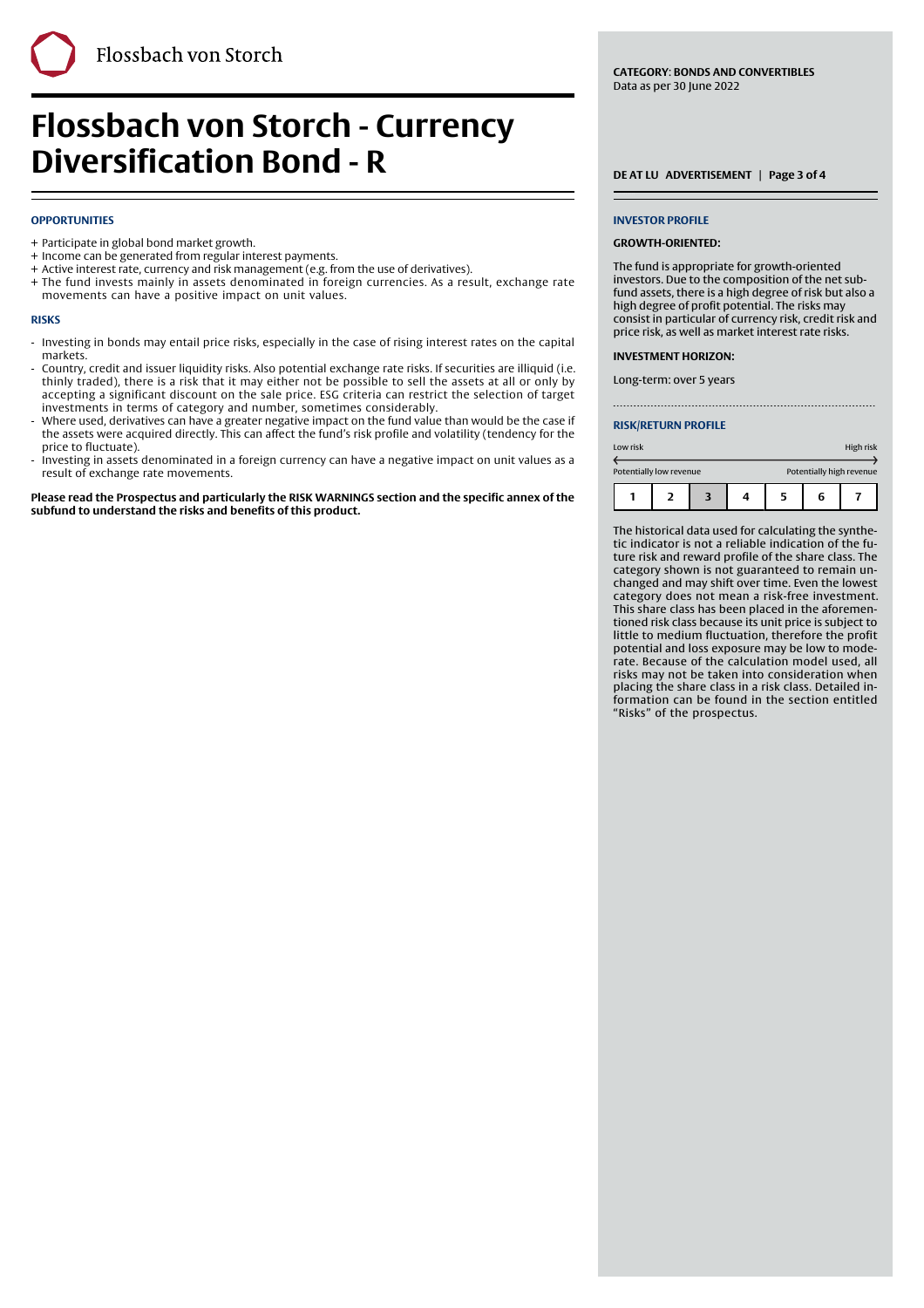# Flossbach von Storch - Currency Diversification Bond - R

CATEGORY: BONDS AND CONVERTIBLES
Data as per 30 June 2022

DE AT LU ADVERTISEMENT

### OPPORTUNITIES

+ Participate in global bond market growth.
+ Income can be generated from regular interest payments.
+ Active interest rate, currency and risk management (e.g. from the use of derivatives).
+ The fund invests mainly in assets denominated in foreign currencies. As a result, exchange rate movements can have a positive impact on unit values.

### RISKS

- Investing in bonds may entail price risks, especially in the case of rising interest rates on the capital markets.
- Country, credit and issuer liquidity risks. Also potential exchange rate risks. If securities are illiquid (i.e. thinly traded), there is a risk that it may either not be possible to sell the assets at all or only by accepting a significant discount on the sale price. ESG criteria can restrict the selection of target investments in terms of category and number, sometimes considerably.
- Where used, derivatives can have a greater negative impact on the fund value than would be the case if the assets were acquired directly. This can affect the fund's risk profile and volatility (tendency for the price to fluctuate).
- Investing in assets denominated in a foreign currency can have a negative impact on unit values as a result of exchange rate movements.

**Please read the Prospectus and particularly the RISK WARNINGS section and the specific annex of the subfund to understand the risks and benefits of this product.**

### INVESTOR PROFILE

**GROWTH-ORIENTED:**

The fund is appropriate for growth-oriented investors. Due to the composition of the net sub-fund assets, there is a high degree of risk but also a high degree of profit potential. The risks may consist in particular of currency risk, credit risk and price risk, as well as market interest rate risks.

**INVESTMENT HORIZON:**

Long-term: over 5 years

### RISK/RETURN PROFILE

Low risk ← → High risk

Potentially low revenue — Potentially high revenue

| 1 | 2 | **3** | 4 | 5 | 6 | 7 |
|---|---|---|---|---|---|---|

The historical data used for calculating the synthetic indicator is not a reliable indication of the future risk and reward profile of the share class. The category shown is not guaranteed to remain unchanged and may shift over time. Even the lowest category does not mean a risk-free investment. This share class has been placed in the aforementioned risk class because its unit price is subject to little to medium fluctuation, therefore the profit potential and loss exposure may be low to moderate. Because of the calculation model used, all risks may not be taken into consideration when placing the share class in a risk class. Detailed information can be found in the section entitled "Risks" of the prospectus.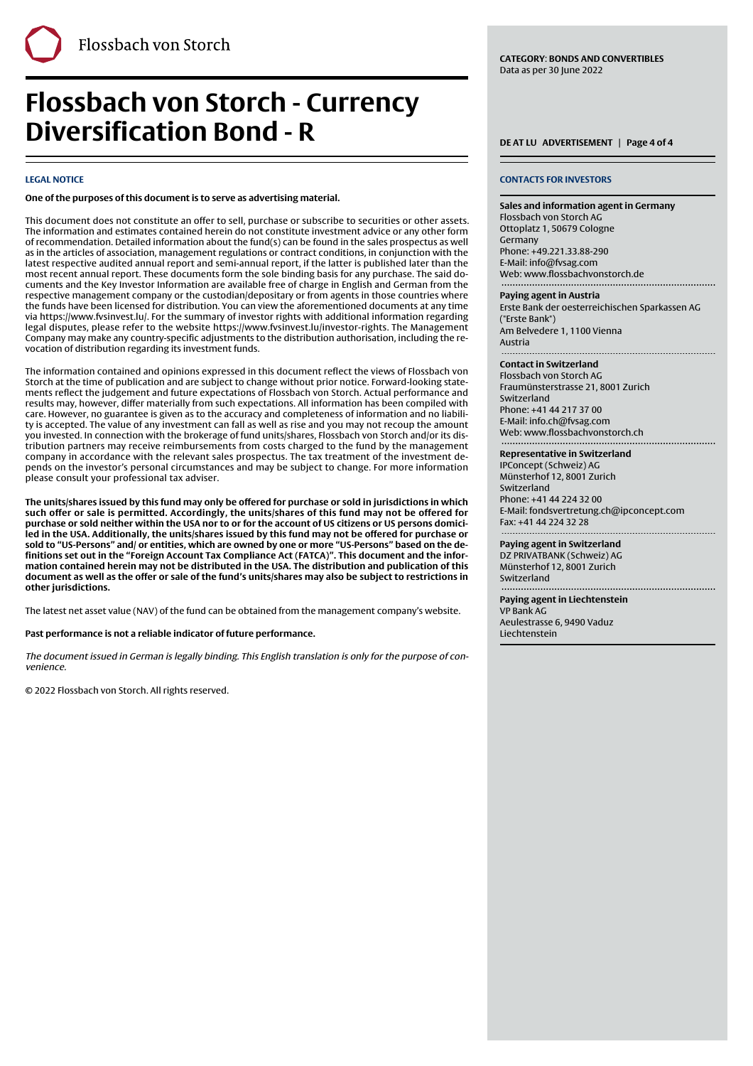# Flossbach von Storch - Currency Diversification Bond - R

**CATEGORY: BONDS AND CONVERTIBLES**
Data as per 30 June 2022

## LEGAL NOTICE

**One of the purposes of this document is to serve as advertising material.**

This document does not constitute an offer to sell, purchase or subscribe to securities or other assets. The information and estimates contained herein do not constitute investment advice or any other form of recommendation. Detailed information about the fund(s) can be found in the sales prospectus as well as in the articles of association, management regulations or contract conditions, in conjunction with the latest respective audited annual report and semi-annual report, if the latter is published later than the most recent annual report. These documents form the sole binding basis for any purchase. The said documents and the Key Investor Information are available free of charge in English and German from the respective management company or the custodian/depositary or from agents in those countries where the funds have been licensed for distribution. You can view the aforementioned documents at any time via https://www.fvsinvest.lu/. For the summary of investor rights with additional information regarding legal disputes, please refer to the website https://www.fvsinvest.lu/investor-rights. The Management Company may make any country-specific adjustments to the distribution authorisation, including the revocation of distribution regarding its investment funds.

The information contained and opinions expressed in this document reflect the views of Flossbach von Storch at the time of publication and are subject to change without prior notice. Forward-looking statements reflect the judgement and future expectations of Flossbach von Storch. Actual performance and results may, however, differ materially from such expectations. All information has been compiled with care. However, no guarantee is given as to the accuracy and completeness of information and no liability is accepted. The value of any investment can fall as well as rise and you may not recoup the amount you invested. In connection with the brokerage of fund units/shares, Flossbach von Storch and/or its distribution partners may receive reimbursements from costs charged to the fund by the management company in accordance with the relevant sales prospectus. The tax treatment of the investment depends on the investor's personal circumstances and may be subject to change. For more information please consult your professional tax adviser.

**The units/shares issued by this fund may only be offered for purchase or sold in jurisdictions in which such offer or sale is permitted. Accordingly, the units/shares of this fund may not be offered for purchase or sold neither within the USA nor to or for the account of US citizens or US persons domiciled in the USA. Additionally, the units/shares issued by this fund may not be offered for purchase or sold to "US-Persons" and/ or entities, which are owned by one or more "US-Persons" based on the definitions set out in the "Foreign Account Tax Compliance Act (FATCA)". This document and the information contained herein may not be distributed in the USA. The distribution and publication of this document as well as the offer or sale of the fund's units/shares may also be subject to restrictions in other jurisdictions.**

The latest net asset value (NAV) of the fund can be obtained from the management company's website.

**Past performance is not a reliable indicator of future performance.**

*The document issued in German is legally binding. This English translation is only for the purpose of convenience.*

© 2022 Flossbach von Storch. All rights reserved.

## CONTACTS FOR INVESTORS

**Sales and information agent in Germany**
Flossbach von Storch AG
Ottoplatz 1, 50679 Cologne
Germany
Phone: +49.221.33.88-290
E-Mail: info@fvsag.com
Web: www.flossbachvonstorch.de

**Paying agent in Austria**
Erste Bank der oesterreichischen Sparkassen AG ("Erste Bank")
Am Belvedere 1, 1100 Vienna
Austria

**Contact in Switzerland**
Flossbach von Storch AG
Fraumünsterstrasse 21, 8001 Zurich
Switzerland
Phone: +41 44 217 37 00
E-Mail: info.ch@fvsag.com
Web: www.flossbachvonstorch.ch

**Representative in Switzerland**
IPConcept (Schweiz) AG
Münsterhof 12, 8001 Zurich
Switzerland
Phone: +41 44 224 32 00
E-Mail: fondsvertretung.ch@ipconcept.com
Fax: +41 44 224 32 28

**Paying agent in Switzerland**
DZ PRIVATBANK (Schweiz) AG
Münsterhof 12, 8001 Zurich
Switzerland

**Paying agent in Liechtenstein**
VP Bank AG
Aeulestrasse 6, 9490 Vaduz
Liechtenstein